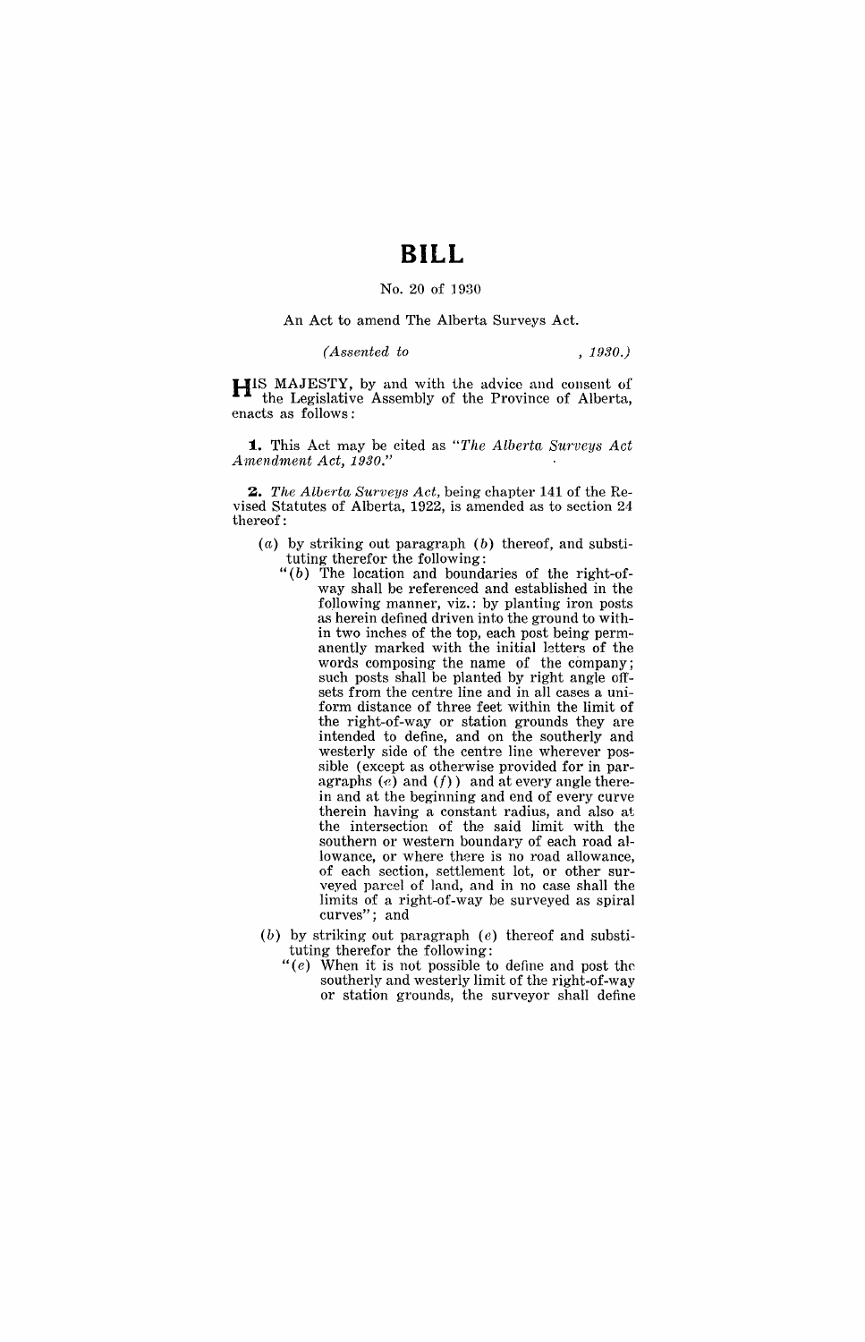# BILL

No. 20 of 1930

An Act to amend The Alberta Surveys Act.

*(Assented to , 1930.)*

HIS MAJESTY, by and with the advice and consent of the Legislative Assembly of the Province of Alberta, enacts as follows:

**1.** This Act may be cited as "*The Alberta Surveys Act Amendment Act, 1930.*"

**2.** *The Alberta Surveys Act*, being chapter 141 of the Revised Statutes of Alberta, 1922, is amended as to section 24 thereof:

(*a*) by striking out paragraph (*b*) thereof, and substituting therefor the following:

"(*b*) The location and boundaries of the right-of-way shall be referenced and established in the following manner, viz.: by planting iron posts as herein defined driven into the ground to within two inches of the top, each post being permanently marked with the initial letters of the words composing the name of the company; such posts shall be planted by right angle offsets from the centre line and in all cases a uniform distance of three feet within the limit of the right-of-way or station grounds they are intended to define, and on the southerly and westerly side of the centre line wherever possible (except as otherwise provided for in paragraphs (*e*) and (*f*)) and at every angle therein and at the beginning and end of every curve therein having a constant radius, and also at the intersection of the said limit with the southern or western boundary of each road allowance, or where there is no road allowance, of each section, settlement lot, or other surveyed parcel of land, and in no case shall the limits of a right-of-way be surveyed as spiral curves"; and

(*b*) by striking out paragraph (*e*) thereof and substituting therefor the following:

"(*e*) When it is not possible to define and post the southerly and westerly limit of the right-of-way or station grounds, the surveyor shall define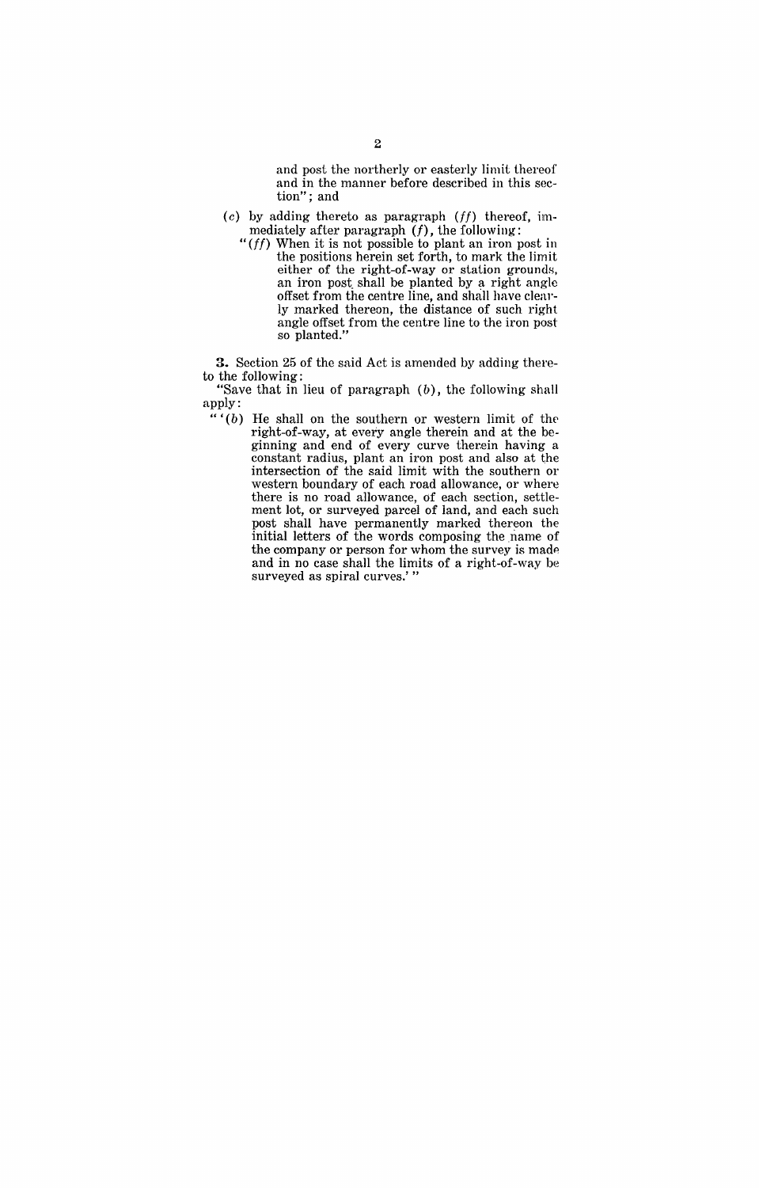and post the northerly or easterly limit thereof and in the manner before described in this section"; and

(*c*) by adding thereto as paragraph (*ff*) thereof, immediately after paragraph (*f*), the following:

"(*ff*) When it is not possible to plant an iron post in the positions herein set forth, to mark the limit either of the right-of-way or station grounds, an iron post shall be planted by a right angle offset from the centre line, and shall have clearly marked thereon, the distance of such right angle offset from the centre line to the iron post so planted."

**3.** Section 25 of the said Act is amended by adding thereto the following:

"Save that in lieu of paragraph (*b*), the following shall apply:

"'(*b*) He shall on the southern or western limit of the right-of-way, at every angle therein and at the beginning and end of every curve therein having a constant radius, plant an iron post and also at the intersection of the said limit with the southern or western boundary of each road allowance, or where there is no road allowance, of each section, settlement lot, or surveyed parcel of land, and each such post shall have permanently marked thereon the initial letters of the words composing the name of the company or person for whom the survey is made and in no case shall the limits of a right-of-way be surveyed as spiral curves.'"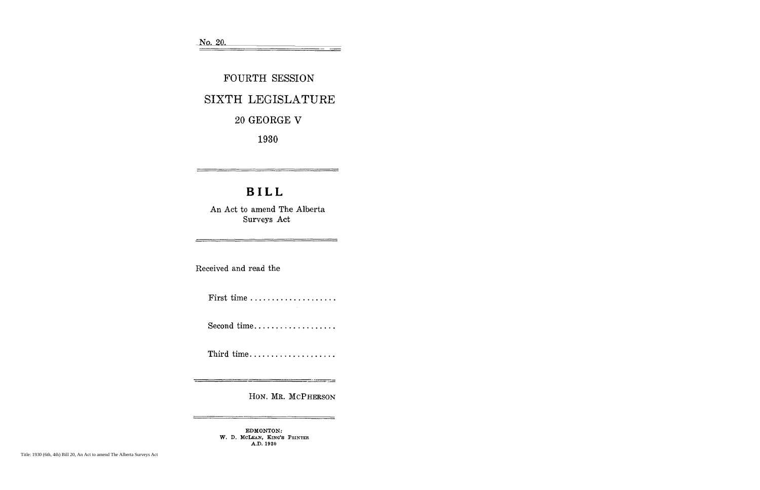No. 20.

FOURTH SESSION

SIXTH LEGISLATURE

20 GEORGE V

1930

# BILL

An Act to amend The Alberta Surveys Act

Received and read the

First time ...................

Second time...................

Third time...................

HON. MR. MCPHERSON

EDMONTON:
W. D. MCLEAN, KING'S PRINTER
A.D. 1930

Title: 1930 (6th, 4th) Bill 20, An Act to amend The Alberta Surveys Act